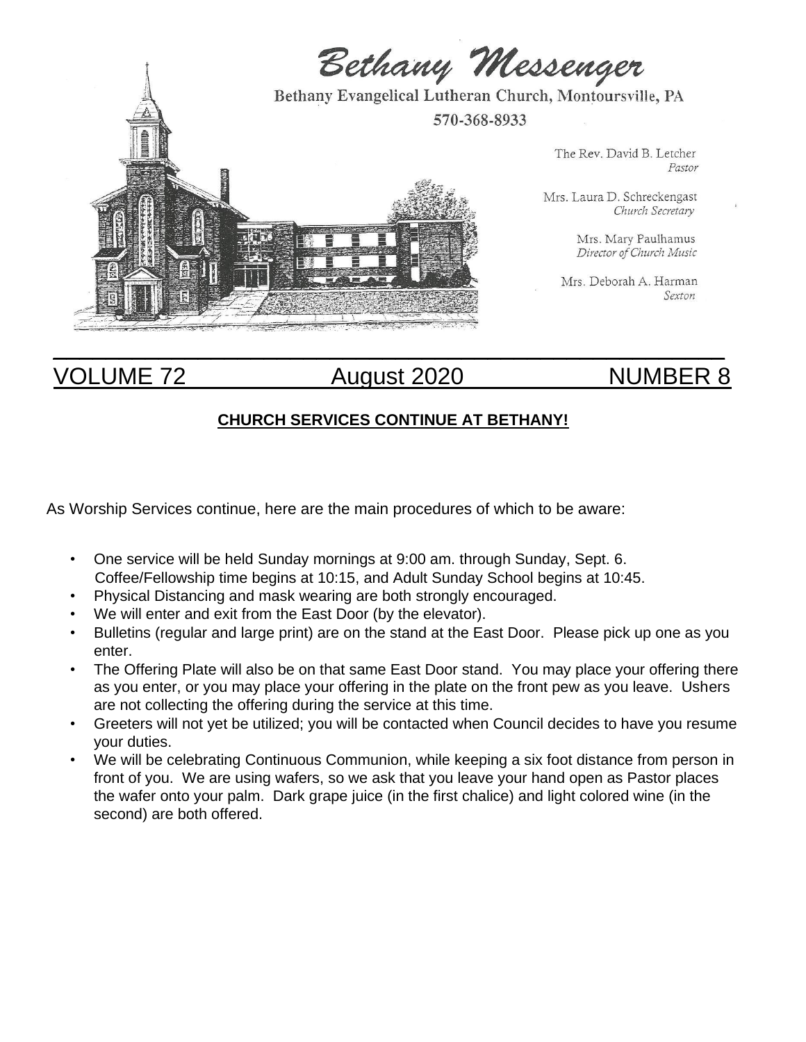# Bethany Messenger

Bethany Evangelical Lutheran Church, Montoursville, PA

570-368-8933

The Rev. David B. Letcher
*Pastor*

Mrs. Laura D. Schreckengast
*Church Secretary*

Mrs. Mary Paulhamus
*Director of Church Music*

Mrs. Deborah A. Harman
*Sexton*

VOLUME 72 August 2020 NUMBER 8

## CHURCH SERVICES CONTINUE AT BETHANY!

As Worship Services continue, here are the main procedures of which to be aware:

- One service will be held Sunday mornings at 9:00 am. through Sunday, Sept. 6. Coffee/Fellowship time begins at 10:15, and Adult Sunday School begins at 10:45.
- Physical Distancing and mask wearing are both strongly encouraged.
- We will enter and exit from the East Door (by the elevator).
- Bulletins (regular and large print) are on the stand at the East Door. Please pick up one as you enter.
- The Offering Plate will also be on that same East Door stand. You may place your offering there as you enter, or you may place your offering in the plate on the front pew as you leave. Ushers are not collecting the offering during the service at this time.
- Greeters will not yet be utilized; you will be contacted when Council decides to have you resume your duties.
- We will be celebrating Continuous Communion, while keeping a six foot distance from person in front of you. We are using wafers, so we ask that you leave your hand open as Pastor places the wafer onto your palm. Dark grape juice (in the first chalice) and light colored wine (in the second) are both offered.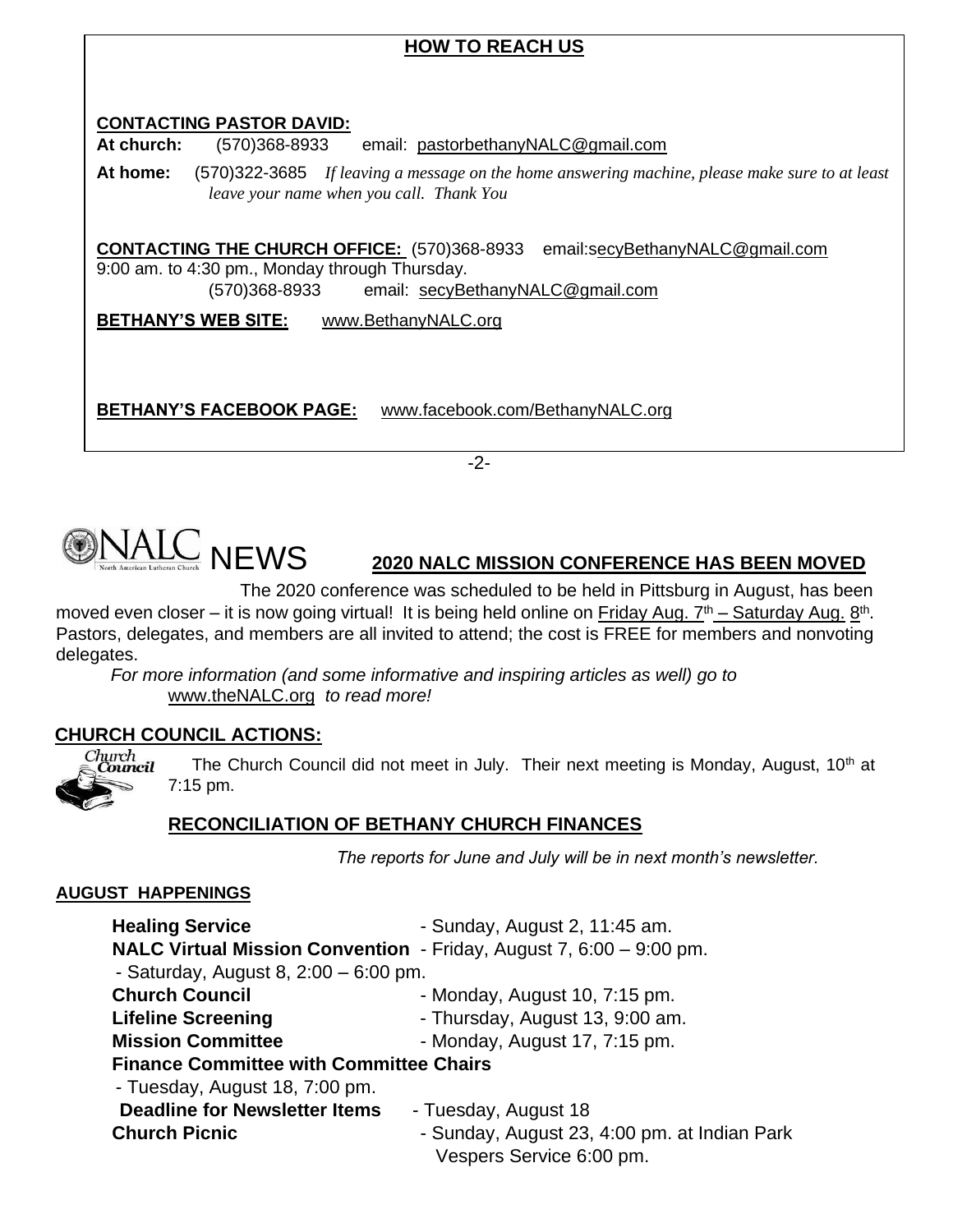## HOW TO REACH US

**CONTACTING PASTOR DAVID:**

**At church:** (570)368-8933 email: pastorbethanyNALC@gmail.com

**At home:** (570)322-3685 *If leaving a message on the home answering machine, please make sure to at least leave your name when you call. Thank You*

**CONTACTING THE CHURCH OFFICE:** (570)368-8933 email:secyBethanyNALC@gmail.com
9:00 am. to 4:30 pm., Monday through Thursday.
(570)368-8933 email: secyBethanyNALC@gmail.com

**BETHANY'S WEB SITE:** www.BethanyNALC.org

**BETHANY'S FACEBOOK PAGE:** www.facebook.com/BethanyNALC.org

## NALC NEWS

### 2020 NALC MISSION CONFERENCE HAS BEEN MOVED

The 2020 conference was scheduled to be held in Pittsburg in August, has been moved even closer – it is now going virtual! It is being held online on Friday Aug. 7th – Saturday Aug. 8th. Pastors, delegates, and members are all invited to attend; the cost is FREE for members and nonvoting delegates.

*For more information (and some informative and inspiring articles as well) go to* www.theNALC.org *to read more!*

### CHURCH COUNCIL ACTIONS:

The Church Council did not meet in July. Their next meeting is Monday, August, 10th at 7:15 pm.

### RECONCILIATION OF BETHANY CHURCH FINANCES

*The reports for June and July will be in next month's newsletter.*

### AUGUST HAPPENINGS

**Healing Service** - Sunday, August 2, 11:45 am.
**NALC Virtual Mission Convention** - Friday, August 7, 6:00 – 9:00 pm.
- Saturday, August 8, 2:00 – 6:00 pm.
**Church Council** - Monday, August 10, 7:15 pm.
**Lifeline Screening** - Thursday, August 13, 9:00 am.
**Mission Committee** - Monday, August 17, 7:15 pm.
**Finance Committee with Committee Chairs**
- Tuesday, August 18, 7:00 pm.
**Deadline for Newsletter Items** - Tuesday, August 18
**Church Picnic** - Sunday, August 23, 4:00 pm. at Indian Park
Vespers Service 6:00 pm.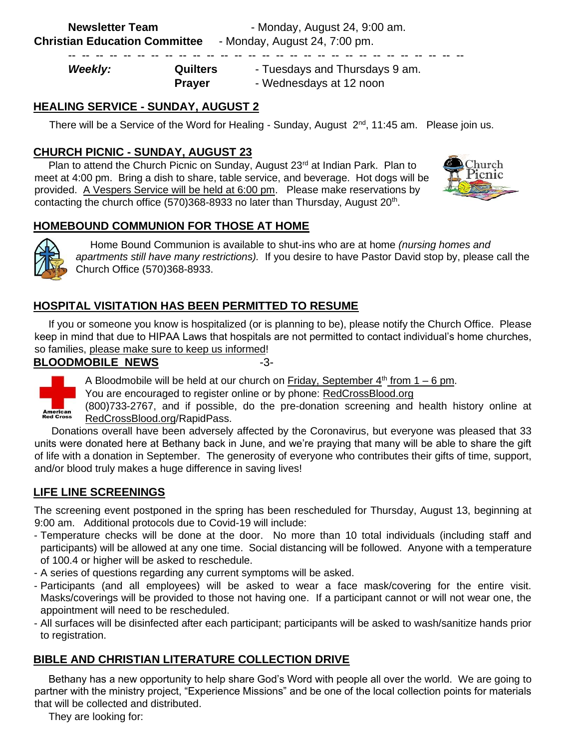**Newsletter Team** - Monday, August 24, 9:00 am.
**Christian Education Committee** - Monday, August 24, 7:00 pm.

-- -- -- -- -- -- -- -- -- -- -- -- -- -- -- -- -- -- -- -- -- -- -- -- -- -- -- --

| *Weekly:* | **Quilters** | - Tuesdays and Thursdays 9 am. |
|---|---|---|
| | **Prayer** | - Wednesdays at 12 noon |

## HEALING SERVICE - SUNDAY, AUGUST 2

There will be a Service of the Word for Healing - Sunday, August 2nd, 11:45 am. Please join us.

## CHURCH PICNIC - SUNDAY, AUGUST 23

Plan to attend the Church Picnic on Sunday, August 23rd at Indian Park. Plan to meet at 4:00 pm. Bring a dish to share, table service, and beverage. Hot dogs will be provided. A Vespers Service will be held at 6:00 pm. Please make reservations by contacting the church office (570)368-8933 no later than Thursday, August 20th.

## HOMEBOUND COMMUNION FOR THOSE AT HOME

Home Bound Communion is available to shut-ins who are at home *(nursing homes and apartments still have many restrictions).* If you desire to have Pastor David stop by, please call the Church Office (570)368-8933.

## HOSPITAL VISITATION HAS BEEN PERMITTED TO RESUME

If you or someone you know is hospitalized (or is planning to be), please notify the Church Office. Please keep in mind that due to HIPAA Laws that hospitals are not permitted to contact individual's home churches, so families, please make sure to keep us informed!

## BLOODMOBILE NEWS

A Bloodmobile will be held at our church on Friday, September 4th from 1 – 6 pm.
You are encouraged to register online or by phone: RedCrossBlood.org
(800)733-2767, and if possible, do the pre-donation screening and health history online at RedCrossBlood.org/RapidPass.

Donations overall have been adversely affected by the Coronavirus, but everyone was pleased that 33 units were donated here at Bethany back in June, and we're praying that many will be able to share the gift of life with a donation in September. The generosity of everyone who contributes their gifts of time, support, and/or blood truly makes a huge difference in saving lives!

## LIFE LINE SCREENINGS

The screening event postponed in the spring has been rescheduled for Thursday, August 13, beginning at 9:00 am. Additional protocols due to Covid-19 will include:

- Temperature checks will be done at the door. No more than 10 total individuals (including staff and participants) will be allowed at any one time. Social distancing will be followed. Anyone with a temperature of 100.4 or higher will be asked to reschedule.
- A series of questions regarding any current symptoms will be asked.
- Participants (and all employees) will be asked to wear a face mask/covering for the entire visit. Masks/coverings will be provided to those not having one. If a participant cannot or will not wear one, the appointment will need to be rescheduled.
- All surfaces will be disinfected after each participant; participants will be asked to wash/sanitize hands prior to registration.

## BIBLE AND CHRISTIAN LITERATURE COLLECTION DRIVE

Bethany has a new opportunity to help share God's Word with people all over the world. We are going to partner with the ministry project, "Experience Missions" and be one of the local collection points for materials that will be collected and distributed.

They are looking for: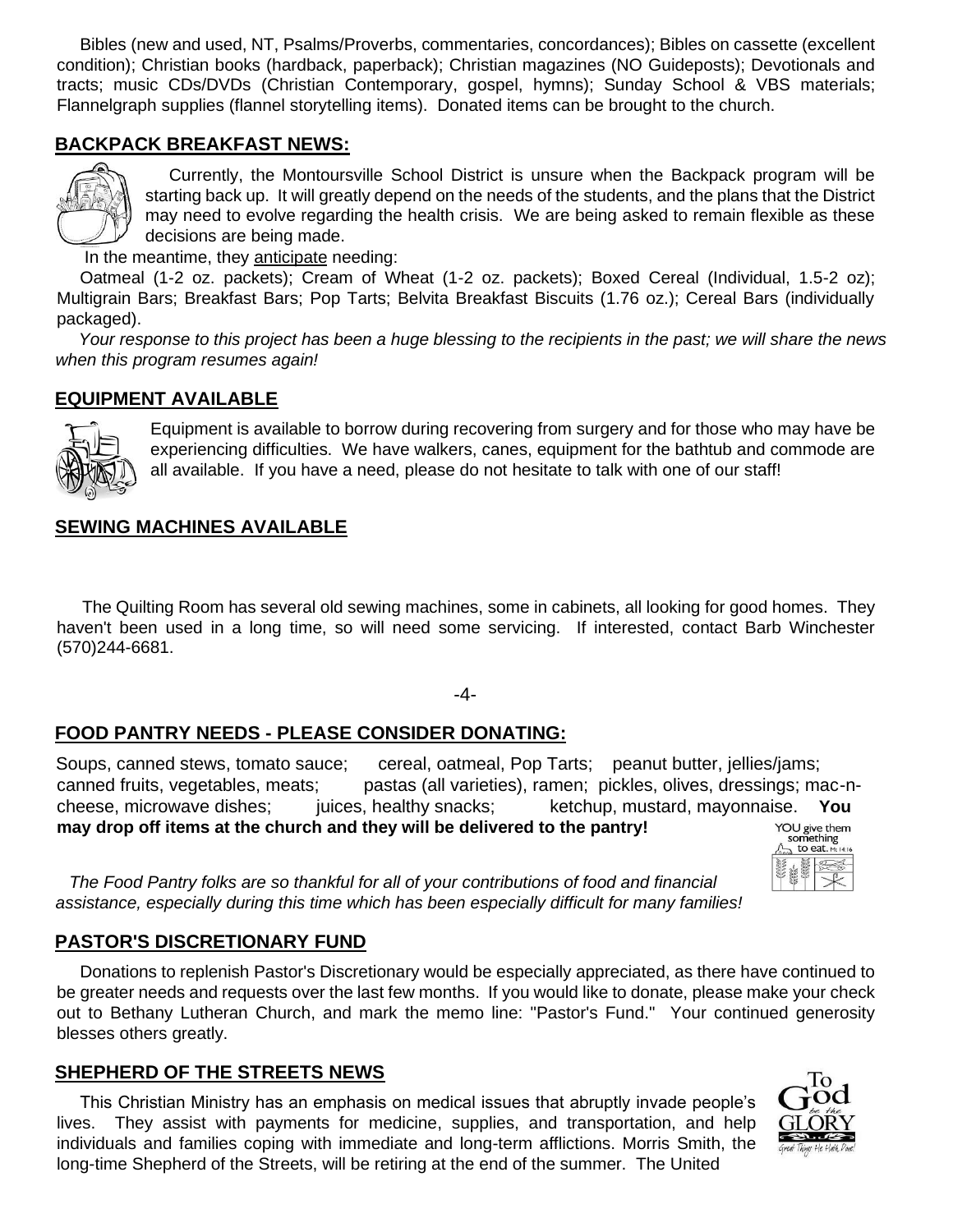Bibles (new and used, NT, Psalms/Proverbs, commentaries, concordances); Bibles on cassette (excellent condition); Christian books (hardback, paperback); Christian magazines (NO Guideposts); Devotionals and tracts; music CDs/DVDs (Christian Contemporary, gospel, hymns); Sunday School & VBS materials; Flannelgraph supplies (flannel storytelling items). Donated items can be brought to the church.

## BACKPACK BREAKFAST NEWS:

Currently, the Montoursville School District is unsure when the Backpack program will be starting back up. It will greatly depend on the needs of the students, and the plans that the District may need to evolve regarding the health crisis. We are being asked to remain flexible as these decisions are being made.

In the meantime, they anticipate needing:

Oatmeal (1-2 oz. packets); Cream of Wheat (1-2 oz. packets); Boxed Cereal (Individual, 1.5-2 oz); Multigrain Bars; Breakfast Bars; Pop Tarts; Belvita Breakfast Biscuits (1.76 oz.); Cereal Bars (individually packaged).

*Your response to this project has been a huge blessing to the recipients in the past; we will share the news when this program resumes again!*

## EQUIPMENT AVAILABLE

Equipment is available to borrow during recovering from surgery and for those who may have be experiencing difficulties. We have walkers, canes, equipment for the bathtub and commode are all available. If you have a need, please do not hesitate to talk with one of our staff!

## SEWING MACHINES AVAILABLE

The Quilting Room has several old sewing machines, some in cabinets, all looking for good homes. They haven't been used in a long time, so will need some servicing. If interested, contact Barb Winchester (570)244-6681.

## FOOD PANTRY NEEDS - PLEASE CONSIDER DONATING:

Soups, canned stews, tomato sauce; cereal, oatmeal, Pop Tarts; peanut butter, jellies/jams; canned fruits, vegetables, meats; pastas (all varieties), ramen; pickles, olives, dressings; mac-n-cheese, microwave dishes; juices, healthy snacks; ketchup, mustard, mayonnaise. **You may drop off items at the church and they will be delivered to the pantry!**

*The Food Pantry folks are so thankful for all of your contributions of food and financial assistance, especially during this time which has been especially difficult for many families!*

## PASTOR'S DISCRETIONARY FUND

Donations to replenish Pastor's Discretionary would be especially appreciated, as there have continued to be greater needs and requests over the last few months. If you would like to donate, please make your check out to Bethany Lutheran Church, and mark the memo line: "Pastor's Fund." Your continued generosity blesses others greatly.

## SHEPHERD OF THE STREETS NEWS

This Christian Ministry has an emphasis on medical issues that abruptly invade people's lives. They assist with payments for medicine, supplies, and transportation, and help individuals and families coping with immediate and long-term afflictions. Morris Smith, the long-time Shepherd of the Streets, will be retiring at the end of the summer. The United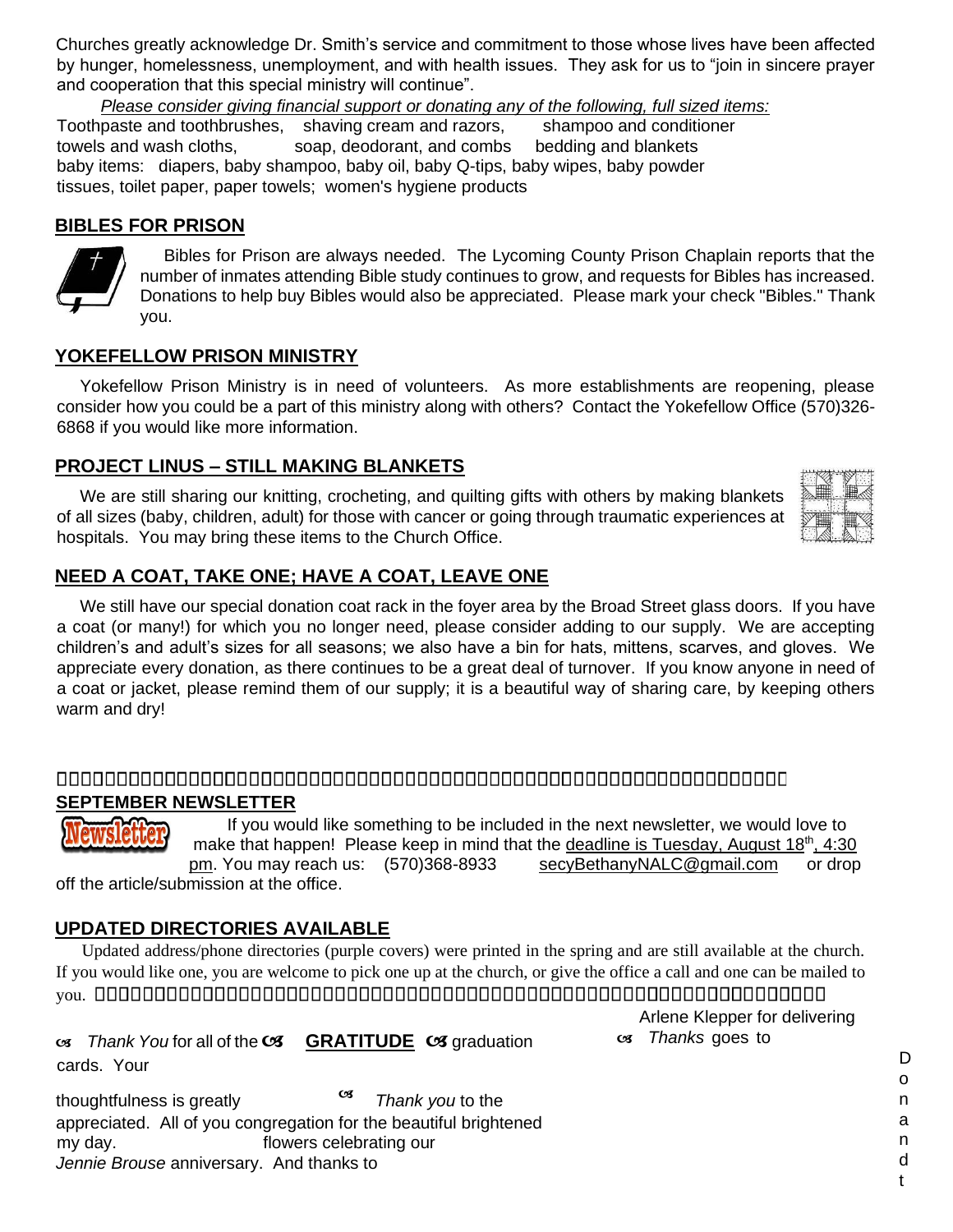Churches greatly acknowledge Dr. Smith's service and commitment to those whose lives have been affected by hunger, homelessness, unemployment, and with health issues. They ask for us to "join in sincere prayer and cooperation that this special ministry will continue".

*Please consider giving financial support or donating any of the following, full sized items:*

Toothpaste and toothbrushes, shaving cream and razors, shampoo and conditioner
towels and wash cloths, soap, deodorant, and combs bedding and blankets
baby items: diapers, baby shampoo, baby oil, baby Q-tips, baby wipes, baby powder
tissues, toilet paper, paper towels; women's hygiene products

## BIBLES FOR PRISON

Bibles for Prison are always needed. The Lycoming County Prison Chaplain reports that the number of inmates attending Bible study continues to grow, and requests for Bibles has increased. Donations to help buy Bibles would also be appreciated. Please mark your check "Bibles." Thank you.

## YOKEFELLOW PRISON MINISTRY

Yokefellow Prison Ministry is in need of volunteers. As more establishments are reopening, please consider how you could be a part of this ministry along with others? Contact the Yokefellow Office (570)326-6868 if you would like more information.

## PROJECT LINUS – STILL MAKING BLANKETS

We are still sharing our knitting, crocheting, and quilting gifts with others by making blankets of all sizes (baby, children, adult) for those with cancer or going through traumatic experiences at hospitals. You may bring these items to the Church Office.

## NEED A COAT, TAKE ONE; HAVE A COAT, LEAVE ONE

We still have our special donation coat rack in the foyer area by the Broad Street glass doors. If you have a coat (or many!) for which you no longer need, please consider adding to our supply. We are accepting children's and adult's sizes for all seasons; we also have a bin for hats, mittens, scarves, and gloves. We appreciate every donation, as there continues to be a great deal of turnover. If you know anyone in need of a coat or jacket, please remind them of our supply; it is a beautiful way of sharing care, by keeping others warm and dry!

## SEPTEMBER NEWSLETTER

If you would like something to be included in the next newsletter, we would love to make that happen! Please keep in mind that the deadline is Tuesday, August 18th, 4:30 pm. You may reach us: (570)368-8933 secyBethanyNALC@gmail.com or drop off the article/submission at the office.

## UPDATED DIRECTORIES AVAILABLE

Updated address/phone directories (purple covers) were printed in the spring and are still available at the church. If you would like one, you are welcome to pick one up at the church, or give the office a call and one can be mailed to you.

## GRATITUDE

*Thank You* for all of the graduation cards. Your thoughtfulness is greatly appreciated. All of you brightened my day.
*Jennie Brouse*

*Thank you* to the congregation for the beautiful flowers celebrating our anniversary. And thanks to Arlene Klepper for delivering

*Thanks* goes to

Don and t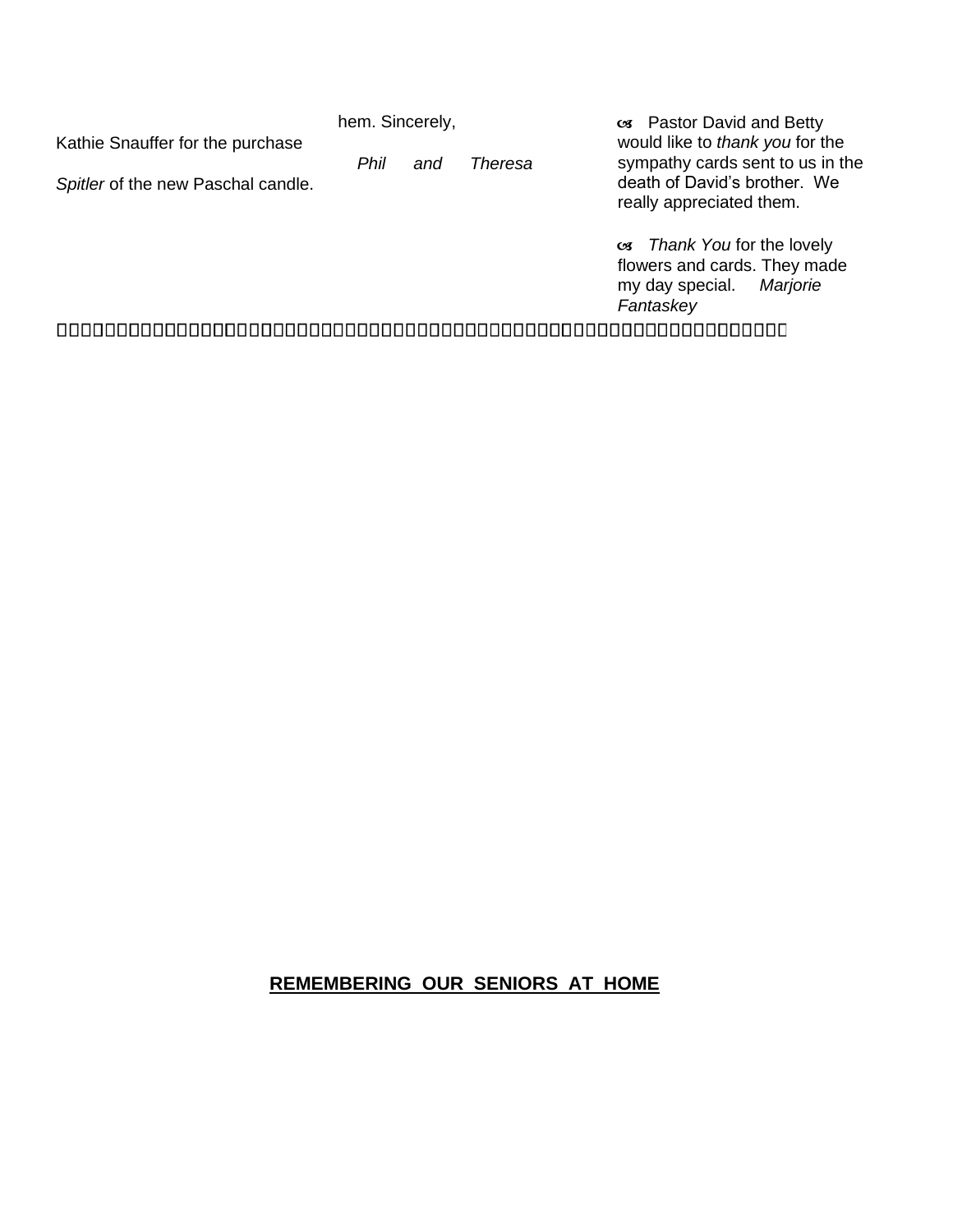Kathie Snauffer for the purchase *Spitler* of the new Paschal candle.

hem. Sincerely,

*Phil and Theresa*

- Pastor David and Betty would like to *thank you* for the sympathy cards sent to us in the death of David's brother. We really appreciated them.

- *Thank You* for the lovely flowers and cards. They made my day special. *Marjorie Fantaskey*

**REMEMBERING OUR SENIORS AT HOME**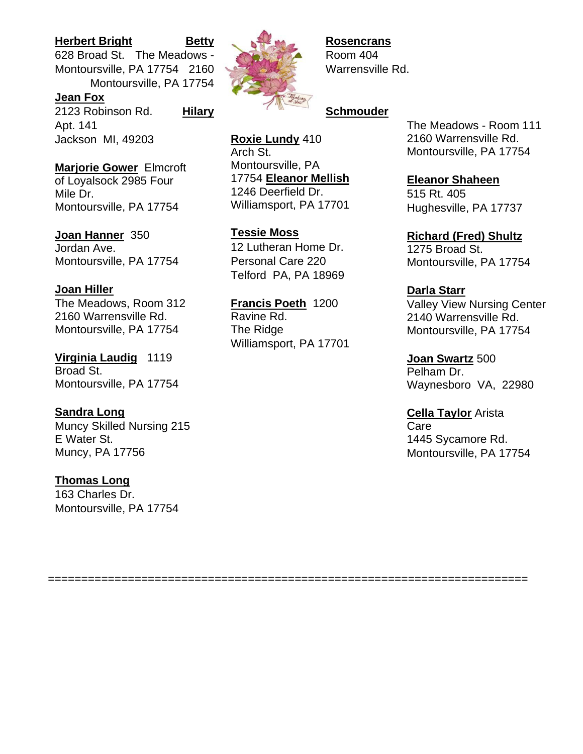**Herbert Bright**
628 Broad St.
Montoursville, PA 17754

**Jean Fox**
2123 Robinson Rd.
Apt. 141
Jackson MI, 49203

**Marjorie Gower** Elmcroft of Loyalsock 2985 Four Mile Dr.
Montoursville, PA 17754

**Joan Hanner** 350 Jordan Ave.
Montoursville, PA 17754

**Joan Hiller**
The Meadows, Room 312
2160 Warrensville Rd.
Montoursville, PA 17754

**Virginia Laudig** 1119 Broad St.
Montoursville, PA 17754

**Sandra Long**
Muncy Skilled Nursing 215 E Water St.
Muncy, PA 17756

**Thomas Long**
163 Charles Dr.
Montoursville, PA 17754

**Betty Rosencrans**
The Meadows - Room 404
2160 Warrensville Rd.
Montoursville, PA 17754

**Hilary Schmouder**
The Meadows - Room 111
2160 Warrensville Rd.
Montoursville, PA 17754

**Roxie Lundy** 410 Arch St.
Montoursville, PA 17754

**Eleanor Mellish**
1246 Deerfield Dr.
Williamsport, PA 17701

**Tessie Moss**
12 Lutheran Home Dr.
Personal Care 220
Telford PA, PA 18969

**Francis Poeth** 1200 Ravine Rd.
The Ridge
Williamsport, PA 17701

**Eleanor Shaheen**
515 Rt. 405
Hughesville, PA 17737

**Richard (Fred) Shultz**
1275 Broad St.
Montoursville, PA 17754

**Darla Starr**
Valley View Nursing Center
2140 Warrensville Rd.
Montoursville, PA 17754

**Joan Swartz** 500 Pelham Dr.
Waynesboro VA, 22980

**Cella Taylor** Arista Care
1445 Sycamore Rd.
Montoursville, PA 17754

==================================================================